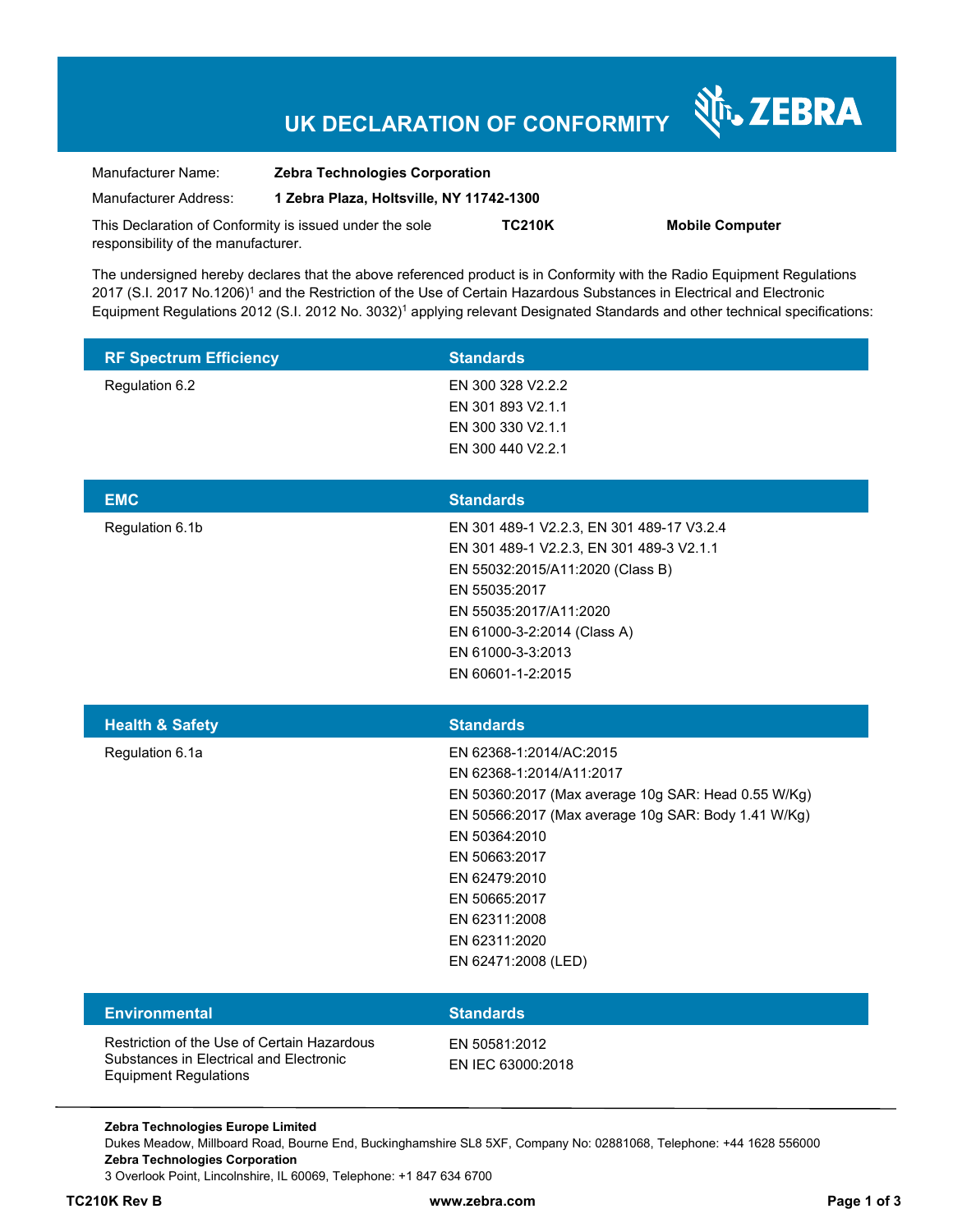# UK DECLARATION OF CONFORMITY

ZEBRA

| | |
|---|---|
| Manufacturer Name: | **Zebra Technologies Corporation** |
| Manufacturer Address: | **1 Zebra Plaza, Holtsville, NY 11742-1300** |

This Declaration of Conformity is issued under the sole responsibility of the manufacturer. **TC210K** **Mobile Computer**

The undersigned hereby declares that the above referenced product is in Conformity with the Radio Equipment Regulations 2017 (S.I. 2017 No.1206)[1] and the Restriction of the Use of Certain Hazardous Substances in Electrical and Electronic Equipment Regulations 2012 (S.I. 2012 No. 3032)[1] applying relevant Designated Standards and other technical specifications:

| RF Spectrum Efficiency | Standards |
|---|---|
| Regulation 6.2 | EN 300 328 V2.2.2<br>EN 301 893 V2.1.1<br>EN 300 330 V2.1.1<br>EN 300 440 V2.2.1 |

| EMC | Standards |
|---|---|
| Regulation 6.1b | EN 301 489-1 V2.2.3, EN 301 489-17 V3.2.4<br>EN 301 489-1 V2.2.3, EN 301 489-3 V2.1.1<br>EN 55032:2015/A11:2020 (Class B)<br>EN 55035:2017<br>EN 55035:2017/A11:2020<br>EN 61000-3-2:2014 (Class A)<br>EN 61000-3-3:2013<br>EN 60601-1-2:2015 |

| Health & Safety | Standards |
|---|---|
| Regulation 6.1a | EN 62368-1:2014/AC:2015<br>EN 62368-1:2014/A11:2017<br>EN 50360:2017 (Max average 10g SAR: Head 0.55 W/Kg)<br>EN 50566:2017 (Max average 10g SAR: Body 1.41 W/Kg)<br>EN 50364:2010<br>EN 50663:2017<br>EN 62479:2010<br>EN 50665:2017<br>EN 62311:2008<br>EN 62311:2020<br>EN 62471:2008 (LED) |

| Environmental | Standards |
|---|---|
| Restriction of the Use of Certain Hazardous Substances in Electrical and Electronic Equipment Regulations | EN 50581:2012<br>EN IEC 63000:2018 |

**Zebra Technologies Europe Limited**
Dukes Meadow, Millboard Road, Bourne End, Buckinghamshire SL8 5XF, Company No: 02881068, Telephone: +44 1628 556000
**Zebra Technologies Corporation**
3 Overlook Point, Lincolnshire, IL 60069, Telephone: +1 847 634 6700

**TC210K Rev B** **www.zebra.com**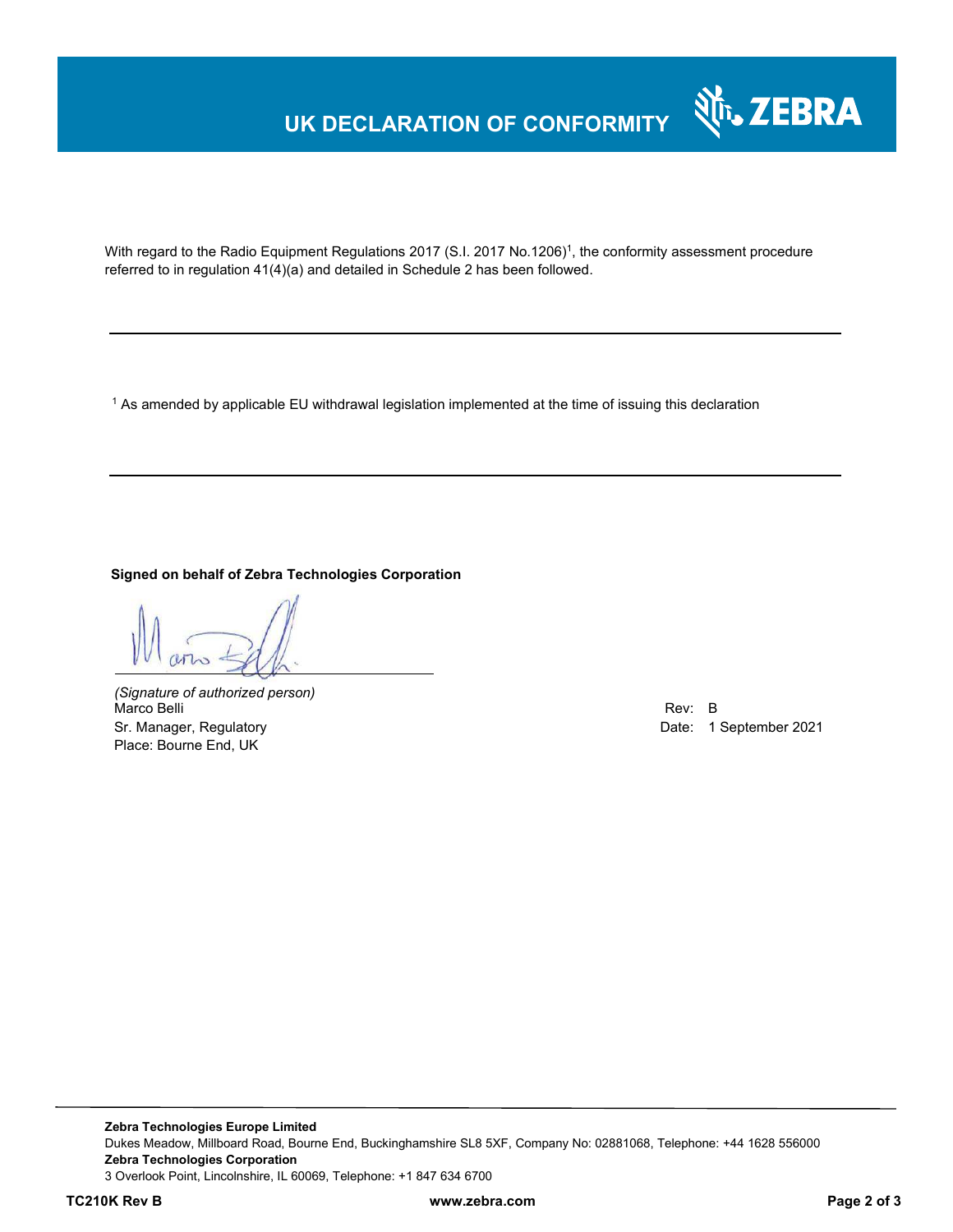# UK DECLARATION OF CONFORMITY

With regard to the Radio Equipment Regulations 2017 (S.I. 2017 No.1206)[1], the conformity assessment procedure referred to in regulation 41(4)(a) and detailed in Schedule 2 has been followed.

---

[1] As amended by applicable EU withdrawal legislation implemented at the time of issuing this declaration

---

**Signed on behalf of Zebra Technologies Corporation**

*(Signature of authorized person)*
Marco Belli
Sr. Manager, Regulatory
Place: Bourne End, UK

Rev: B
Date: 1 September 2021

**Zebra Technologies Europe Limited**
Dukes Meadow, Millboard Road, Bourne End, Buckinghamshire SL8 5XF, Company No: 02881068, Telephone: +44 1628 556000
**Zebra Technologies Corporation**
3 Overlook Point, Lincolnshire, IL 60069, Telephone: +1 847 634 6700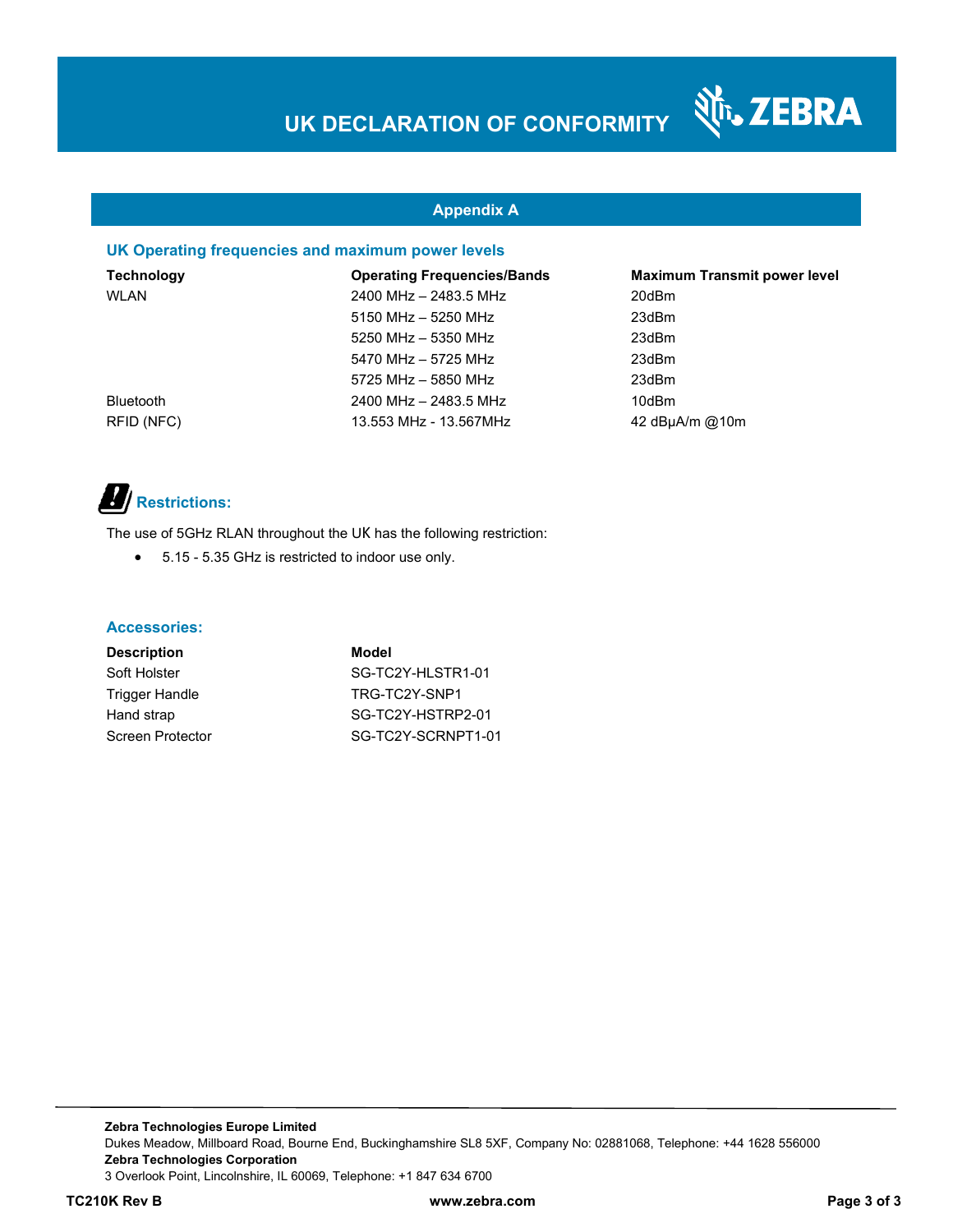# UK DECLARATION OF CONFORMITY

## Appendix A

### UK Operating frequencies and maximum power levels

| Technology | Operating Frequencies/Bands | Maximum Transmit power level |
|---|---|---|
| WLAN | 2400 MHz – 2483.5 MHz | 20dBm |
| | 5150 MHz – 5250 MHz | 23dBm |
| | 5250 MHz – 5350 MHz | 23dBm |
| | 5470 MHz – 5725 MHz | 23dBm |
| | 5725 MHz – 5850 MHz | 23dBm |
| Bluetooth | 2400 MHz – 2483.5 MHz | 10dBm |
| RFID (NFC) | 13.553 MHz - 13.567MHz | 42 dBµA/m @10m |

### Restrictions:

The use of 5GHz RLAN throughout the UK has the following restriction:

- 5.15 - 5.35 GHz is restricted to indoor use only.

### Accessories:

| Description | Model |
|---|---|
| Soft Holster | SG-TC2Y-HLSTR1-01 |
| Trigger Handle | TRG-TC2Y-SNP1 |
| Hand strap | SG-TC2Y-HSTRP2-01 |
| Screen Protector | SG-TC2Y-SCRNPT1-01 |

**Zebra Technologies Europe Limited**
Dukes Meadow, Millboard Road, Bourne End, Buckinghamshire SL8 5XF, Company No: 02881068, Telephone: +44 1628 556000
**Zebra Technologies Corporation**
3 Overlook Point, Lincolnshire, IL 60069, Telephone: +1 847 634 6700

**TC210K Rev B** **www.zebra.com**